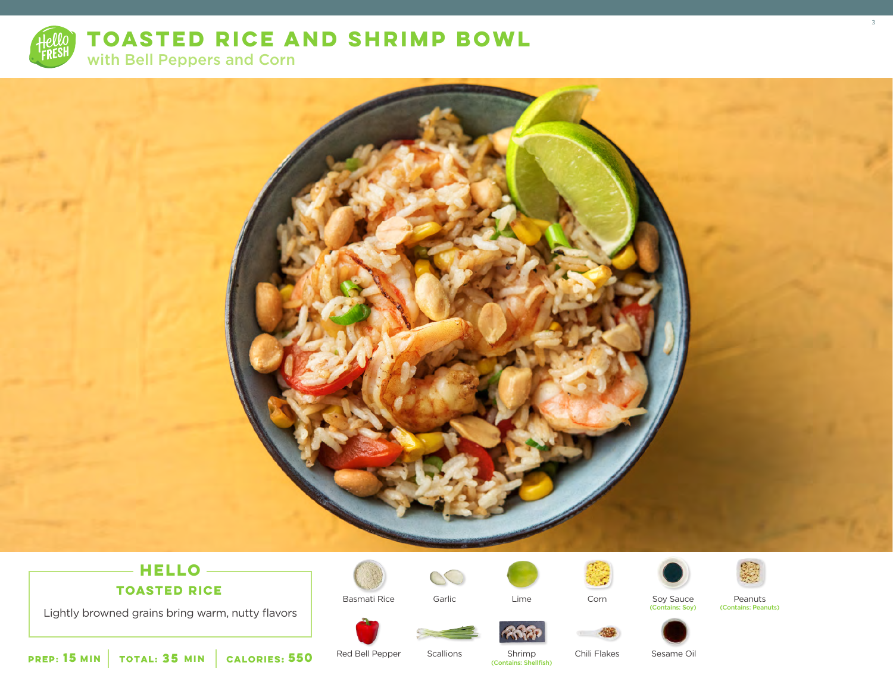# TOASTED RICE AND SHRIMP BOWL

## with Bell Peppers and Corn

### HELLO

**TOASTED RICE**

Lightly browned grains bring warm, nutty flavors

**PREP: 15 MIN** | **TOTAL: 35 MIN** | **CALORIES: 550**

- Basmati Rice
- Garlic
- Lime
- Corn
- Soy Sauce (Contains: Soy)
- Peanuts (Contains: Peanuts)
- Red Bell Pepper
- Scallions
- Shrimp (Contains: Shellfish)
- Chili Flakes
- Sesame Oil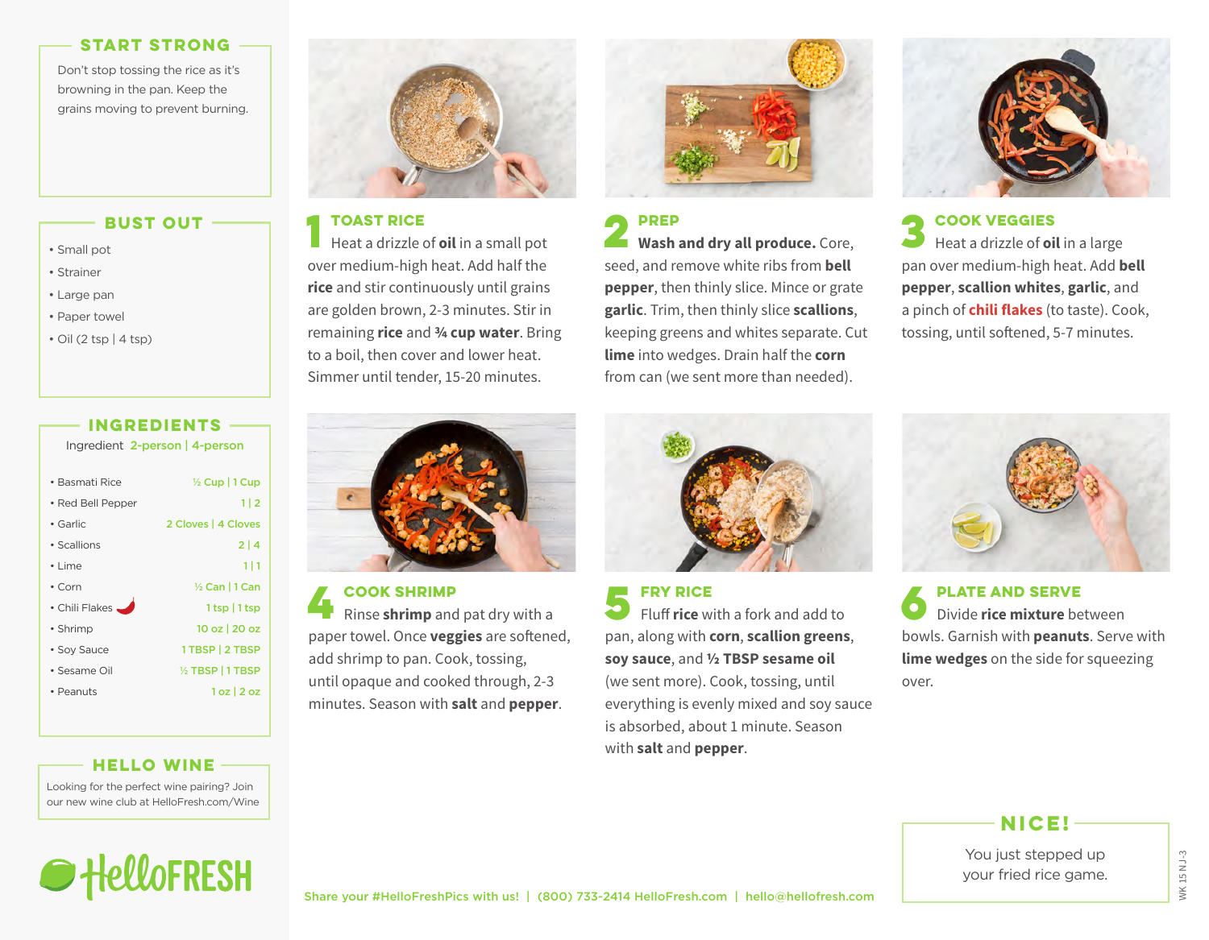## START STRONG

Don't stop tossing the rice as it's browning in the pan. Keep the grains moving to prevent burning.

## BUST OUT

- Small pot
- Strainer
- Large pan
- Paper towel
- Oil (2 tsp | 4 tsp)

## INGREDIENTS

| Ingredient | 2-person \| 4-person |
|---|---|
| Basmati Rice | ½ Cup \| 1 Cup |
| Red Bell Pepper | 1 \| 2 |
| Garlic | 2 Cloves \| 4 Cloves |
| Scallions | 2 \| 4 |
| Lime | 1 \| 1 |
| Corn | ½ Can \| 1 Can |
| Chili Flakes | 1 tsp \| 1 tsp |
| Shrimp | 10 oz \| 20 oz |
| Soy Sauce | 1 TBSP \| 2 TBSP |
| Sesame Oil | ½ TBSP \| 1 TBSP |
| Peanuts | 1 oz \| 2 oz |

## HELLO WINE

Looking for the perfect wine pairing? Join our new wine club at HelloFresh.com/Wine

HelloFRESH

### 1 TOAST RICE

Heat a drizzle of **oil** in a small pot over medium-high heat. Add half the **rice** and stir continuously until grains are golden brown, 2-3 minutes. Stir in remaining **rice** and **¾ cup water**. Bring to a boil, then cover and lower heat. Simmer until tender, 15-20 minutes.

### 2 PREP

**Wash and dry all produce.** Core, seed, and remove white ribs from **bell pepper**, then thinly slice. Mince or grate **garlic**. Trim, then thinly slice **scallions**, keeping greens and whites separate. Cut **lime** into wedges. Drain half the **corn** from can (we sent more than needed).

### 3 COOK VEGGIES

Heat a drizzle of **oil** in a large pan over medium-high heat. Add **bell pepper**, **scallion whites**, **garlic**, and a pinch of **chili flakes** (to taste). Cook, tossing, until softened, 5-7 minutes.

### 4 COOK SHRIMP

Rinse **shrimp** and pat dry with a paper towel. Once **veggies** are softened, add shrimp to pan. Cook, tossing, until opaque and cooked through, 2-3 minutes. Season with **salt** and **pepper**.

### 5 FRY RICE

Fluff **rice** with a fork and add to pan, along with **corn**, **scallion greens**, **soy sauce**, and **½ TBSP sesame oil** (we sent more). Cook, tossing, until everything is evenly mixed and soy sauce is absorbed, about 1 minute. Season with **salt** and **pepper**.

### 6 PLATE AND SERVE

Divide **rice mixture** between bowls. Garnish with **peanuts**. Serve with **lime wedges** on the side for squeezing over.

## NICE!

You just stepped up your fried rice game.

Share your #HelloFreshPics with us! | (800) 733-2414 HelloFresh.com | hello@hellofresh.com

WK 15 NJ-3